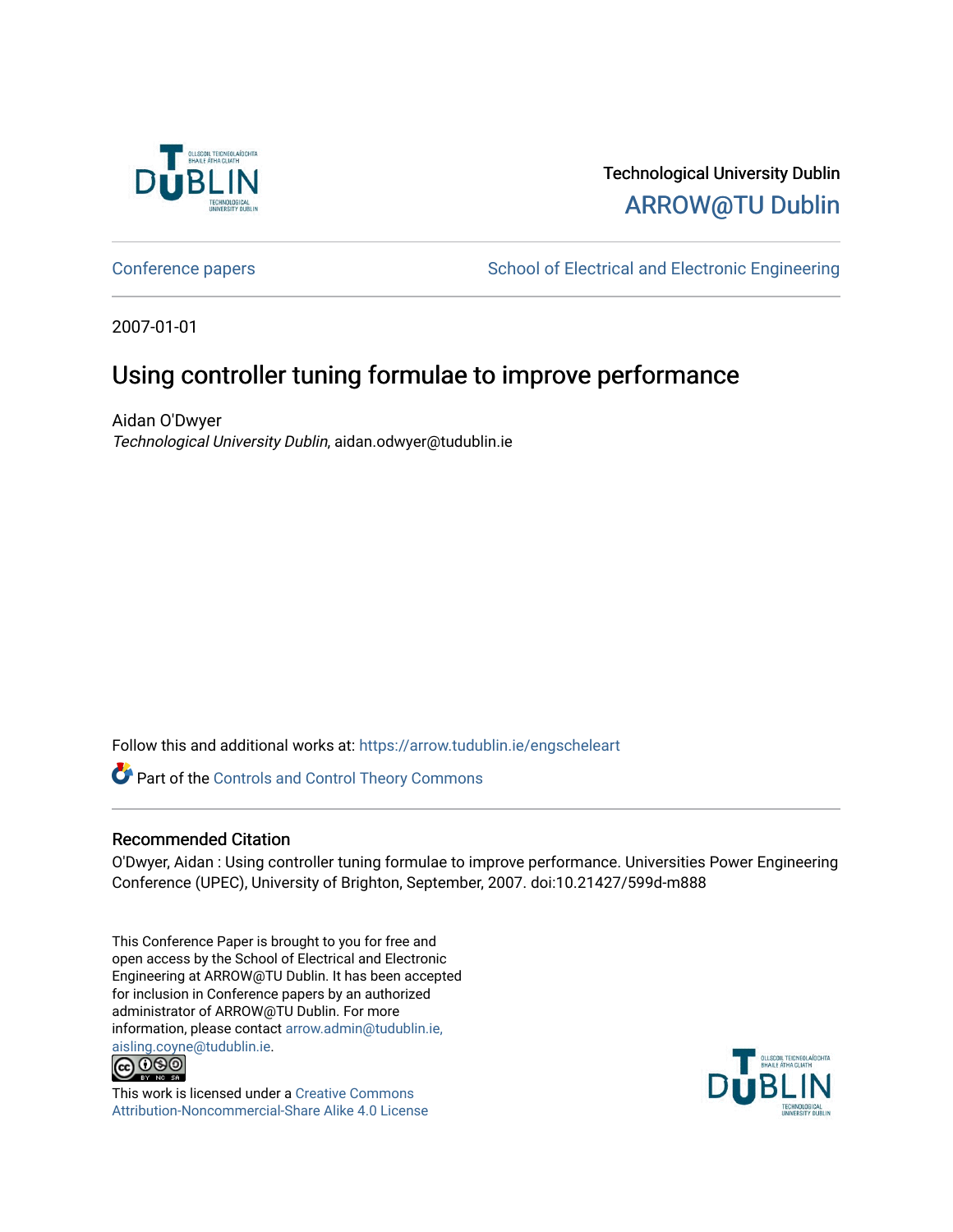Technological University Dublin

ARROW@TU Dublin

Conference papers

School of Electrical and Electronic Engineering

2007-01-01

# Using controller tuning formulae to improve performance

Aidan O'Dwyer

*Technological University Dublin*, aidan.odwyer@tudublin.ie

Follow this and additional works at: https://arrow.tudublin.ie/engscheleart

Part of the Controls and Control Theory Commons

## Recommended Citation

O'Dwyer, Aidan : Using controller tuning formulae to improve performance. Universities Power Engineering Conference (UPEC), University of Brighton, September, 2007. doi:10.21427/599d-m888

This Conference Paper is brought to you for free and open access by the School of Electrical and Electronic Engineering at ARROW@TU Dublin. It has been accepted for inclusion in Conference papers by an authorized administrator of ARROW@TU Dublin. For more information, please contact arrow.admin@tudublin.ie, aisling.coyne@tudublin.ie.

This work is licensed under a Creative Commons Attribution-Noncommercial-Share Alike 4.0 License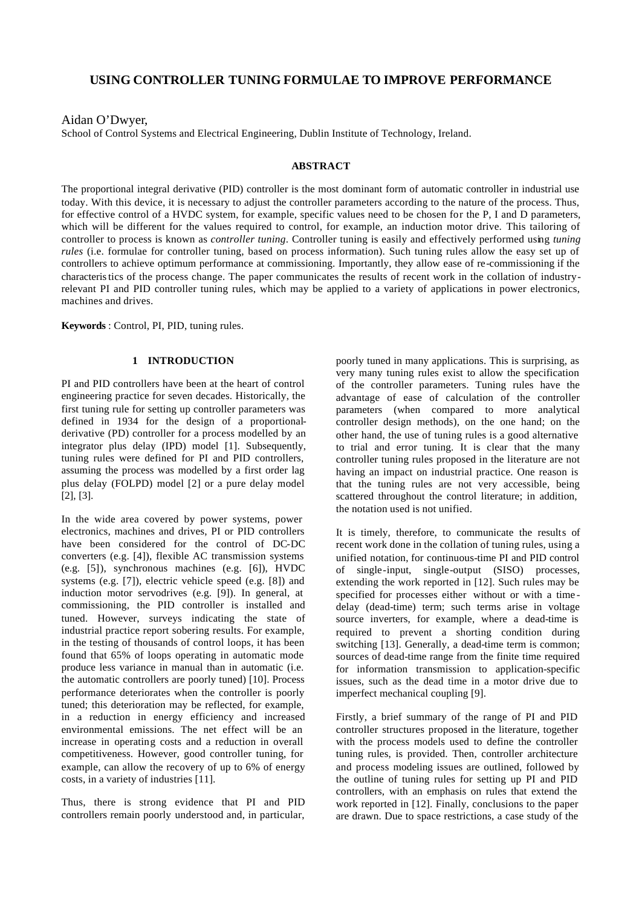# USING CONTROLLER TUNING FORMULAE TO IMPROVE PERFORMANCE

Aidan O'Dwyer,

School of Control Systems and Electrical Engineering, Dublin Institute of Technology, Ireland.

### ABSTRACT

The proportional integral derivative (PID) controller is the most dominant form of automatic controller in industrial use today. With this device, it is necessary to adjust the controller parameters according to the nature of the process. Thus, for effective control of a HVDC system, for example, specific values need to be chosen for the P, I and D parameters, which will be different for the values required to control, for example, an induction motor drive. This tailoring of controller to process is known as *controller tuning*. Controller tuning is easily and effectively performed using *tuning rules* (i.e. formulae for controller tuning, based on process information). Such tuning rules allow the easy set up of controllers to achieve optimum performance at commissioning. Importantly, they allow ease of re-commissioning if the characteristics of the process change. The paper communicates the results of recent work in the collation of industry-relevant PI and PID controller tuning rules, which may be applied to a variety of applications in power electronics, machines and drives.

**Keywords** : Control, PI, PID, tuning rules.

## 1 INTRODUCTION

PI and PID controllers have been at the heart of control engineering practice for seven decades. Historically, the first tuning rule for setting up controller parameters was defined in 1934 for the design of a proportional-derivative (PD) controller for a process modelled by an integrator plus delay (IPD) model [1]. Subsequently, tuning rules were defined for PI and PID controllers, assuming the process was modelled by a first order lag plus delay (FOLPD) model [2] or a pure delay model [2], [3].

In the wide area covered by power systems, power electronics, machines and drives, PI or PID controllers have been considered for the control of DC-DC converters (e.g. [4]), flexible AC transmission systems (e.g. [5]), synchronous machines (e.g. [6]), HVDC systems (e.g. [7]), electric vehicle speed (e.g. [8]) and induction motor servodrives (e.g. [9]). In general, at commissioning, the PID controller is installed and tuned. However, surveys indicating the state of industrial practice report sobering results. For example, in the testing of thousands of control loops, it has been found that 65% of loops operating in automatic mode produce less variance in manual than in automatic (i.e. the automatic controllers are poorly tuned) [10]. Process performance deteriorates when the controller is poorly tuned; this deterioration may be reflected, for example, in a reduction in energy efficiency and increased environmental emissions. The net effect will be an increase in operating costs and a reduction in overall competitiveness. However, good controller tuning, for example, can allow the recovery of up to 6% of energy costs, in a variety of industries [11].

Thus, there is strong evidence that PI and PID controllers remain poorly understood and, in particular, poorly tuned in many applications. This is surprising, as very many tuning rules exist to allow the specification of the controller parameters. Tuning rules have the advantage of ease of calculation of the controller parameters (when compared to more analytical controller design methods), on the one hand; on the other hand, the use of tuning rules is a good alternative to trial and error tuning. It is clear that the many controller tuning rules proposed in the literature are not having an impact on industrial practice. One reason is that the tuning rules are not very accessible, being scattered throughout the control literature; in addition, the notation used is not unified.

It is timely, therefore, to communicate the results of recent work done in the collation of tuning rules, using a unified notation, for continuous-time PI and PID control of single-input, single-output (SISO) processes, extending the work reported in [12]. Such rules may be specified for processes either without or with a time-delay (dead-time) term; such terms arise in voltage source inverters, for example, where a dead-time is required to prevent a shorting condition during switching [13]. Generally, a dead-time term is common; sources of dead-time range from the finite time required for information transmission to application-specific issues, such as the dead time in a motor drive due to imperfect mechanical coupling [9].

Firstly, a brief summary of the range of PI and PID controller structures proposed in the literature, together with the process models used to define the controller tuning rules, is provided. Then, controller architecture and process modeling issues are outlined, followed by the outline of tuning rules for setting up PI and PID controllers, with an emphasis on rules that extend the work reported in [12]. Finally, conclusions to the paper are drawn. Due to space restrictions, a case study of the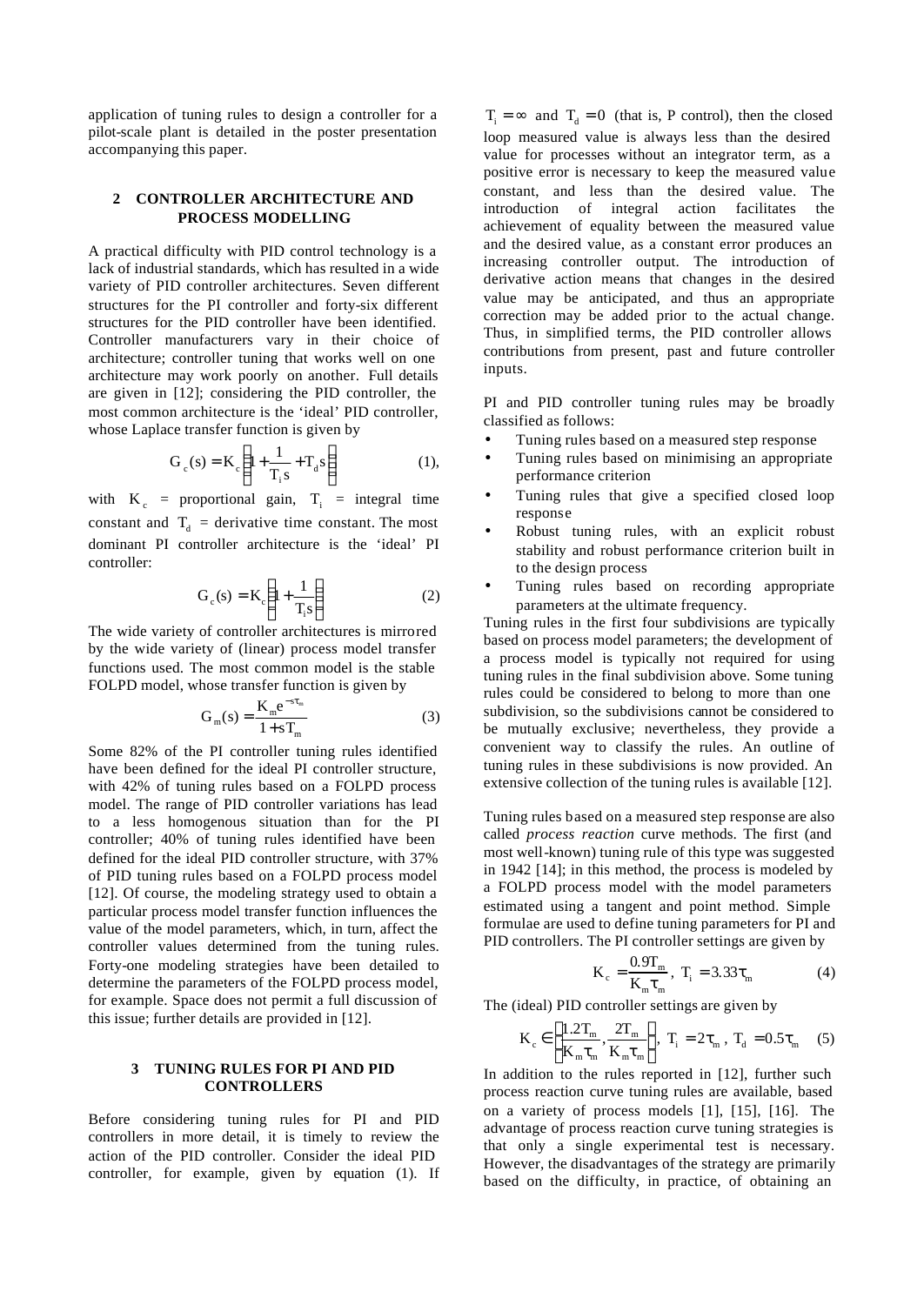application of tuning rules to design a controller for a pilot-scale plant is detailed in the poster presentation accompanying this paper.

## 2 CONTROLLER ARCHITECTURE AND PROCESS MODELLING

A practical difficulty with PID control technology is a lack of industrial standards, which has resulted in a wide variety of PID controller architectures. Seven different structures for the PI controller and forty-six different structures for the PID controller have been identified. Controller manufacturers vary in their choice of architecture; controller tuning that works well on one architecture may work poorly on another. Full details are given in [12]; considering the PID controller, the most common architecture is the 'ideal' PID controller, whose Laplace transfer function is given by

$$G_c(s) = K_c\left(1 + \frac{1}{T_i s} + T_d s\right) \quad (1),$$

with $K_c$ = proportional gain, $T_i$ = integral time constant and $T_d$ = derivative time constant. The most dominant PI controller architecture is the 'ideal' PI controller:

$$G_c(s) = K_c\left(1 + \frac{1}{T_i s}\right) \quad (2)$$

The wide variety of controller architectures is mirrored by the wide variety of (linear) process model transfer functions used. The most common model is the stable FOLPD model, whose transfer function is given by

$$G_m(s) = \frac{K_m e^{-s\tau_m}}{1 + sT_m} \quad (3)$$

Some 82% of the PI controller tuning rules identified have been defined for the ideal PI controller structure, with 42% of tuning rules based on a FOLPD process model. The range of PID controller variations has lead to a less homogenous situation than for the PI controller; 40% of tuning rules identified have been defined for the ideal PID controller structure, with 37% of PID tuning rules based on a FOLPD process model [12]. Of course, the modeling strategy used to obtain a particular process model transfer function influences the value of the model parameters, which, in turn, affect the controller values determined from the tuning rules. Forty-one modeling strategies have been detailed to determine the parameters of the FOLPD process model, for example. Space does not permit a full discussion of this issue; further details are provided in [12].

## 3 TUNING RULES FOR PI AND PID CONTROLLERS

Before considering tuning rules for PI and PID controllers in more detail, it is timely to review the action of the PID controller. Consider the ideal PID controller, for example, given by equation (1). If $T_i = \infty$ and $T_d = 0$ (that is, P control), then the closed loop measured value is always less than the desired value for processes without an integrator term, as a positive error is necessary to keep the measured value constant, and less than the desired value. The introduction of integral action facilitates the achievement of equality between the measured value and the desired value, as a constant error produces an increasing controller output. The introduction of derivative action means that changes in the desired value may be anticipated, and thus an appropriate correction may be added prior to the actual change. Thus, in simplified terms, the PID controller allows contributions from present, past and future controller inputs.

PI and PID controller tuning rules may be broadly classified as follows:

- Tuning rules based on a measured step response
- Tuning rules based on minimising an appropriate performance criterion
- Tuning rules that give a specified closed loop response
- Robust tuning rules, with an explicit robust stability and robust performance criterion built in to the design process
- Tuning rules based on recording appropriate parameters at the ultimate frequency.

Tuning rules in the first four subdivisions are typically based on process model parameters; the development of a process model is typically not required for using tuning rules in the final subdivision above. Some tuning rules could be considered to belong to more than one subdivision, so the subdivisions cannot be considered to be mutually exclusive; nevertheless, they provide a convenient way to classify the rules. An outline of tuning rules in these subdivisions is now provided. An extensive collection of the tuning rules is available [12].

Tuning rules based on a measured step response are also called *process reaction* curve methods. The first (and most well-known) tuning rule of this type was suggested in 1942 [14]; in this method, the process is modeled by a FOLPD process model with the model parameters estimated using a tangent and point method. Simple formulae are used to define tuning parameters for PI and PID controllers. The PI controller settings are given by

$$K_c = \frac{0.9T_m}{K_m\tau_m},\ T_i = 3.33\tau_m \quad (4)$$

The (ideal) PID controller settings are given by

$$K_c \in \left[\frac{1.2T_m}{K_m\tau_m}, \frac{2T_m}{K_m\tau_m}\right],\ T_i = 2\tau_m,\ T_d = 0.5\tau_m \quad (5)$$

In addition to the rules reported in [12], further such process reaction curve tuning rules are available, based on a variety of process models [1], [15], [16]. The advantage of process reaction curve tuning strategies is that only a single experimental test is necessary. However, the disadvantages of the strategy are primarily based on the difficulty, in practice, of obtaining an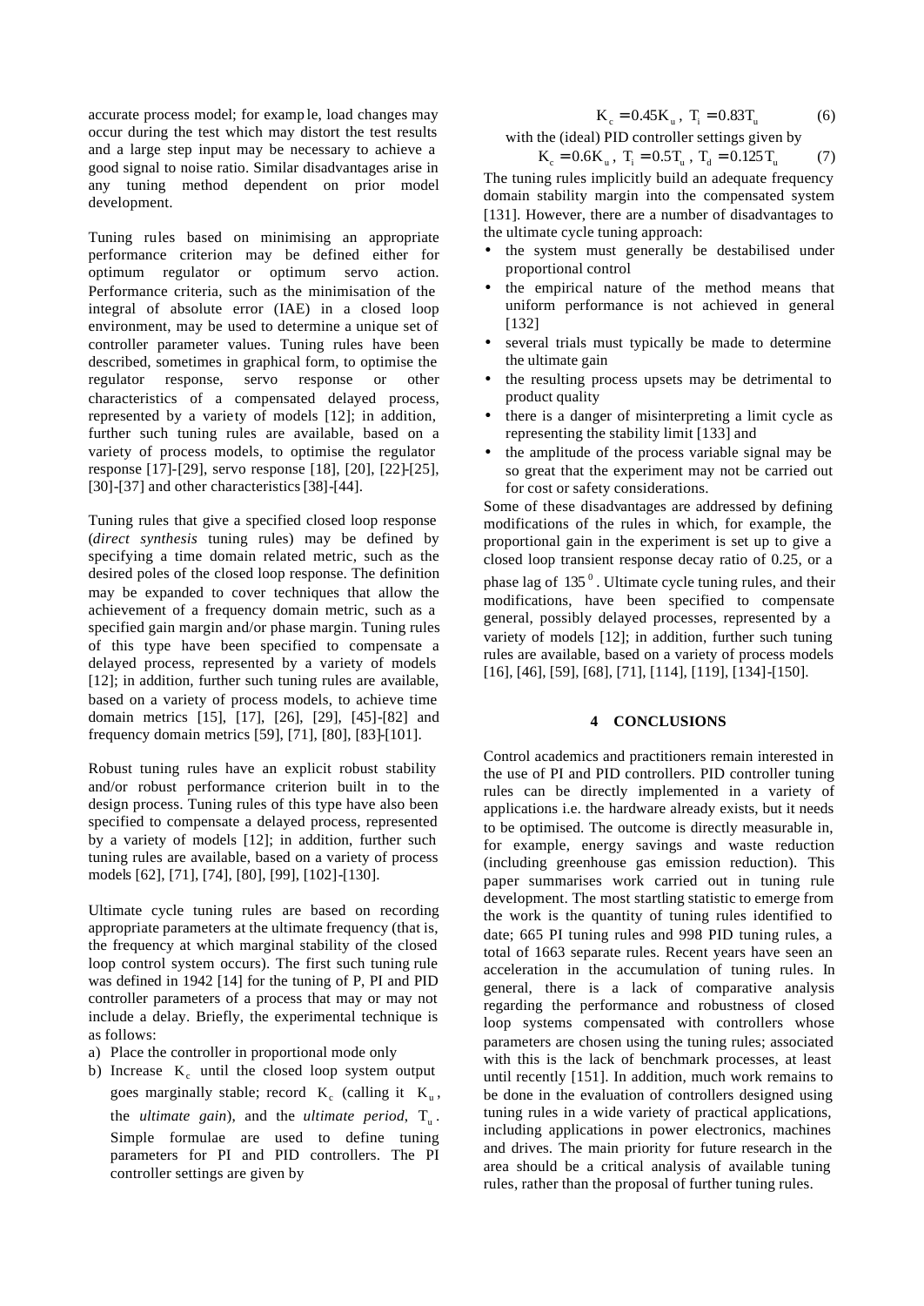accurate process model; for example, load changes may occur during the test which may distort the test results and a large step input may be necessary to achieve a good signal to noise ratio. Similar disadvantages arise in any tuning method dependent on prior model development.

Tuning rules based on minimising an appropriate performance criterion may be defined either for optimum regulator or optimum servo action. Performance criteria, such as the minimisation of the integral of absolute error (IAE) in a closed loop environment, may be used to determine a unique set of controller parameter values. Tuning rules have been described, sometimes in graphical form, to optimise the regulator response, servo response or other characteristics of a compensated delayed process, represented by a variety of models [12]; in addition, further such tuning rules are available, based on a variety of process models, to optimise the regulator response [17]-[29], servo response [18], [20], [22]-[25], [30]-[37] and other characteristics [38]-[44].

Tuning rules that give a specified closed loop response (*direct synthesis* tuning rules) may be defined by specifying a time domain related metric, such as the desired poles of the closed loop response. The definition may be expanded to cover techniques that allow the achievement of a frequency domain metric, such as a specified gain margin and/or phase margin. Tuning rules of this type have been specified to compensate a delayed process, represented by a variety of models [12]; in addition, further such tuning rules are available, based on a variety of process models, to achieve time domain metrics [15], [17], [26], [29], [45]-[82] and frequency domain metrics [59], [71], [80], [83]-[101].

Robust tuning rules have an explicit robust stability and/or robust performance criterion built in to the design process. Tuning rules of this type have also been specified to compensate a delayed process, represented by a variety of models [12]; in addition, further such tuning rules are available, based on a variety of process models [62], [71], [74], [80], [99], [102]-[130].

Ultimate cycle tuning rules are based on recording appropriate parameters at the ultimate frequency (that is, the frequency at which marginal stability of the closed loop control system occurs). The first such tuning rule was defined in 1942 [14] for the tuning of P, PI and PID controller parameters of a process that may or may not include a delay. Briefly, the experimental technique is as follows:

a) Place the controller in proportional mode only
b) Increase $K_c$ until the closed loop system output goes marginally stable; record $K_c$ (calling it $K_u$, the *ultimate gain*), and the *ultimate period*, $T_u$. Simple formulae are used to define tuning parameters for PI and PID controllers. The PI controller settings are given by

$$K_c = 0.45K_u,\ T_i = 0.83T_u \qquad (6)$$

with the (ideal) PID controller settings given by

$$K_c = 0.6K_u,\ T_i = 0.5T_u,\ T_d = 0.125T_u \qquad (7)$$

The tuning rules implicitly build an adequate frequency domain stability margin into the compensated system [131]. However, there are a number of disadvantages to the ultimate cycle tuning approach:

- the system must generally be destabilised under proportional control
- the empirical nature of the method means that uniform performance is not achieved in general [132]
- several trials must typically be made to determine the ultimate gain
- the resulting process upsets may be detrimental to product quality
- there is a danger of misinterpreting a limit cycle as representing the stability limit [133] and
- the amplitude of the process variable signal may be so great that the experiment may not be carried out for cost or safety considerations.

Some of these disadvantages are addressed by defining modifications of the rules in which, for example, the proportional gain in the experiment is set up to give a closed loop transient response decay ratio of 0.25, or a phase lag of $135^0$. Ultimate cycle tuning rules, and their modifications, have been specified to compensate general, possibly delayed processes, represented by a variety of models [12]; in addition, further such tuning rules are available, based on a variety of process models [16], [46], [59], [68], [71], [114], [119], [134]-[150].

## 4 CONCLUSIONS

Control academics and practitioners remain interested in the use of PI and PID controllers. PID controller tuning rules can be directly implemented in a variety of applications i.e. the hardware already exists, but it needs to be optimised. The outcome is directly measurable in, for example, energy savings and waste reduction (including greenhouse gas emission reduction). This paper summarises work carried out in tuning rule development. The most startling statistic to emerge from the work is the quantity of tuning rules identified to date; 665 PI tuning rules and 998 PID tuning rules, a total of 1663 separate rules. Recent years have seen an acceleration in the accumulation of tuning rules. In general, there is a lack of comparative analysis regarding the performance and robustness of closed loop systems compensated with controllers whose parameters are chosen using the tuning rules; associated with this is the lack of benchmark processes, at least until recently [151]. In addition, much work remains to be done in the evaluation of controllers designed using tuning rules in a wide variety of practical applications, including applications in power electronics, machines and drives. The main priority for future research in the area should be a critical analysis of available tuning rules, rather than the proposal of further tuning rules.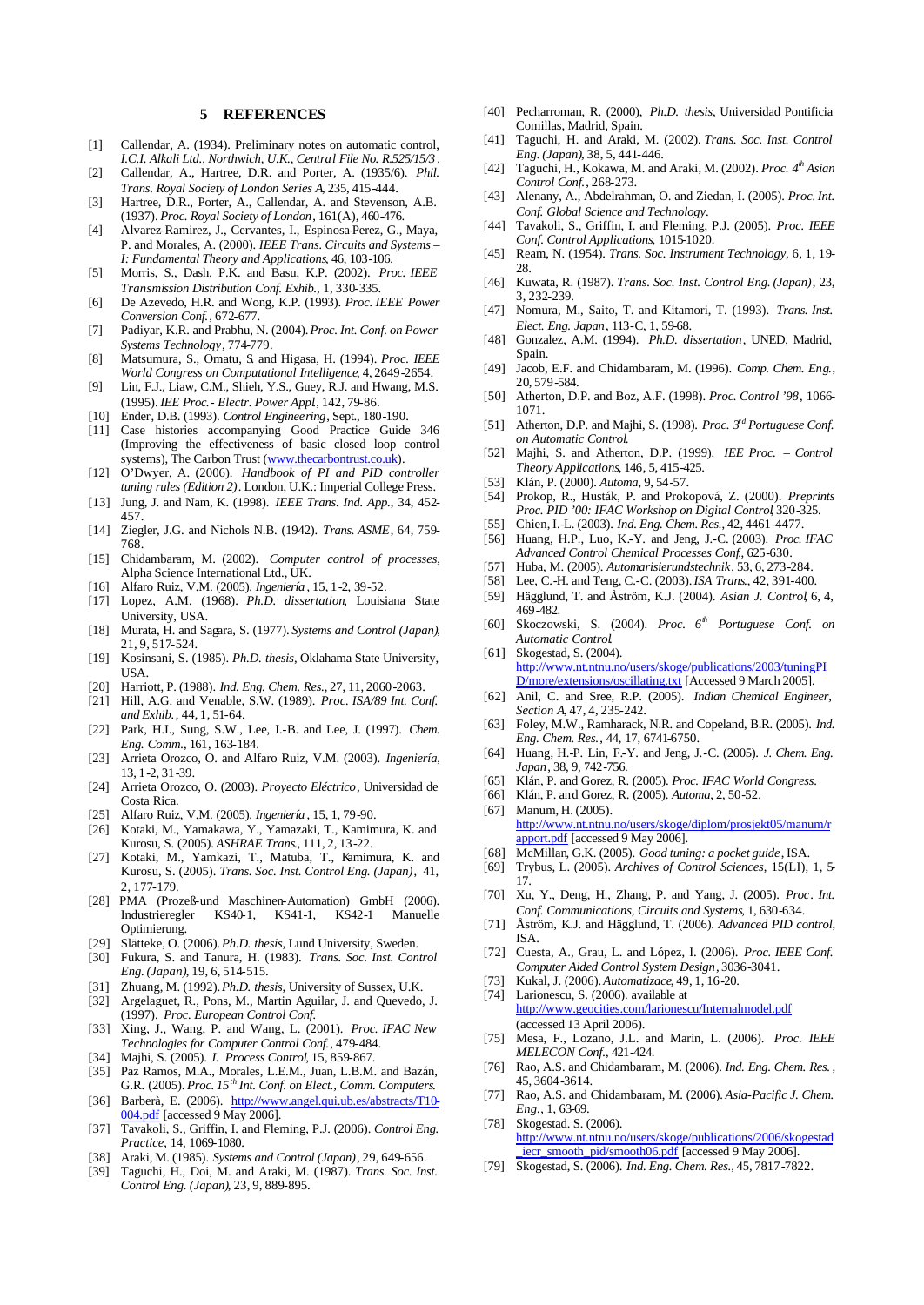## 5 REFERENCES

[1] Callendar, A. (1934). Preliminary notes on automatic control, *I.C.I. Alkali Ltd., Northwich, U.K., Central File No. R.525/15/3*.

[2] Callendar, A., Hartree, D.R. and Porter, A. (1935/6). *Phil. Trans. Royal Society of London Series A*, 235, 415-444.

[3] Hartree, D.R., Porter, A., Callendar, A. and Stevenson, A.B. (1937). *Proc. Royal Society of London*, 161(A), 460-476.

[4] Alvarez-Ramirez, J., Cervantes, I., Espinosa-Perez, G., Maya, P. and Morales, A. (2000). *IEEE Trans. Circuits and Systems – I: Fundamental Theory and Applications*, 46, 103-106.

[5] Morris, S., Dash, P.K. and Basu, K.P. (2002). *Proc. IEEE Transmission Distribution Conf. Exhib.*, 1, 330-335.

[6] De Azevedo, H.R. and Wong, K.P. (1993). *Proc. IEEE Power Conversion Conf.*, 672-677.

[7] Padiyar, K.R. and Prabhu, N. (2004). *Proc. Int. Conf. on Power Systems Technology*, 774-779.

[8] Matsumura, S., Omatu, S. and Higasa, H. (1994). *Proc. IEEE World Congress on Computational Intelligence*, 4, 2649-2654.

[9] Lin, F.J., Liaw, C.M., Shieh, Y.S., Guey, R.J. and Hwang, M.S. (1995). *IEE Proc.- Electr. Power Appl*, 142, 79-86.

[10] Ender, D.B. (1993). *Control Engineering*, Sept., 180-190.

[11] Case histories accompanying Good Practice Guide 346 (Improving the effectiveness of basic closed loop control systems), The Carbon Trust (www.thecarbontrust.co.uk).

[12] O'Dwyer, A. (2006). *Handbook of PI and PID controller tuning rules (Edition 2)*. London, U.K.: Imperial College Press.

[13] Jung, J. and Nam, K. (1998). *IEEE Trans. Ind. App.*, 34, 452-457.

[14] Ziegler, J.G. and Nichols N.B. (1942). *Trans. ASME*, 64, 759-768.

[15] Chidambaram, M. (2002). *Computer control of processes*, Alpha Science International Ltd., UK.

[16] Alfaro Ruiz, V.M. (2005). *Ingeniería*, 15, 1-2, 39-52.

[17] Lopez, A.M. (1968). *Ph.D. dissertation*, Louisiana State University, USA.

[18] Murata, H. and Sagara, S. (1977). *Systems and Control (Japan)*, 21, 9, 517-524.

[19] Kosinsani, S. (1985). *Ph.D. thesis*, Oklahama State University, USA.

[20] Harriott, P. (1988). *Ind. Eng. Chem. Res.*, 27, 11, 2060-2063.

[21] Hill, A.G. and Venable, S.W. (1989). *Proc. ISA/89 Int. Conf. and Exhib.*, 44, 1, 51-64.

[22] Park, H.I., Sung, S.W., Lee, I.-B. and Lee, J. (1997). *Chem. Eng. Comm.*, 161, 163-184.

[23] Arrieta Orozco, O. and Alfaro Ruiz, V.M. (2003). *Ingeniería*, 13, 1-2, 31-39.

[24] Arrieta Orozco, O. (2003). *Proyecto Eléctrico*, Universidad de Costa Rica.

[25] Alfaro Ruiz, V.M. (2005). *Ingeniería*, 15, 1, 79-90.

[26] Kotaki, M., Yamakawa, Y., Yamazaki, T., Kamimura, K. and Kurosu, S. (2005). *ASHRAE Trans.*, 111, 2, 13-22.

[27] Kotaki, M., Yamkazi, T., Matuba, T., Kamimura, K. and Kurosu, S. (2005). *Trans. Soc. Inst. Control Eng. (Japan)*, 41, 2, 177-179.

[28] PMA (Prozeß-und Maschinen-Automation) GmbH (2006). Industrieregler KS40-1, KS41-1, KS42-1 Manuelle Optimierung.

[29] Slätteke, O. (2006). *Ph.D. thesis*, Lund University, Sweden.

[30] Fukura, S. and Tanura, H. (1983). *Trans. Soc. Inst. Control Eng. (Japan)*, 19, 6, 514-515.

[31] Zhuang, M. (1992). *Ph.D. thesis*, University of Sussex, U.K.

[32] Argelaguet, R., Pons, M., Martin Aguilar, J. and Quevedo, J. (1997). *Proc. European Control Conf.*

[33] Xing, J., Wang, P. and Wang, L. (2001). *Proc. IFAC New Technologies for Computer Control Conf.*, 479-484.

[34] Majhi, S. (2005). *J. Process Control*, 15, 859-867.

[35] Paz Ramos, M.A., Morales, L.E.M., Juan, L.B.M. and Bazán, G.R. (2005). *Proc. 15th Int. Conf. on Elect., Comm. Computers*.

[36] Barberà, E. (2006). http://www.angel.qui.ub.es/abstracts/T10-004.pdf [accessed 9 May 2006].

[37] Tavakoli, S., Griffin, I. and Fleming, P.J. (2006). *Control Eng. Practice*, 14, 1069-1080.

[38] Araki, M. (1985). *Systems and Control (Japan)*, 29, 649-656.

[39] Taguchi, H., Doi, M. and Araki, M. (1987). *Trans. Soc. Inst. Control Eng. (Japan)*, 23, 9, 889-895.

[40] Pecharroman, R. (2000), *Ph.D. thesis*, Universidad Pontificia Comillas, Madrid, Spain.

[41] Taguchi, H. and Araki, M. (2002). *Trans. Soc. Inst. Control Eng. (Japan)*, 38, 5, 441-446.

[42] Taguchi, H., Kokawa, M. and Araki, M. (2002). *Proc. 4th Asian Control Conf.*, 268-273.

[43] Alenany, A., Abdelrahman, O. and Ziedan, I. (2005). *Proc. Int. Conf. Global Science and Technology*.

[44] Tavakoli, S., Griffin, I. and Fleming, P.J. (2005). *Proc. IEEE Conf. Control Applications*, 1015-1020.

[45] Ream, N. (1954). *Trans. Soc. Instrument Technology*, 6, 1, 19-28.

[46] Kuwata, R. (1987). *Trans. Soc. Inst. Control Eng. (Japan)*, 23, 3, 232-239.

[47] Nomura, M., Saito, T. and Kitamori, T. (1993). *Trans. Inst. Elect. Eng. Japan*, 113-C, 1, 59-68.

[48] Gonzalez, A.M. (1994). *Ph.D. dissertation*, UNED, Madrid, Spain.

[49] Jacob, E.F. and Chidambaram, M. (1996). *Comp. Chem. Eng.*, 20, 579-584.

[50] Atherton, D.P. and Boz, A.F. (1998). *Proc. Control '98*, 1066-1071.

[51] Atherton, D.P. and Majhi, S. (1998). *Proc. 3rd Portuguese Conf. on Automatic Control*.

[52] Majhi, S. and Atherton, D.P. (1999). *IEE Proc. – Control Theory Applications*, 146, 5, 415-425.

[53] Klán, P. (2000). *Automa*, 9, 54-57.

[54] Prokop, R., Husták, P. and Prokopová, Z. (2000). *Preprints Proc. PID '00: IFAC Workshop on Digital Control*, 320-325.

[55] Chien, I.-L. (2003). *Ind. Eng. Chem. Res.*, 42, 4461-4477.

[56] Huang, H.P., Luo, K.-Y. and Jeng, J.-C. (2003). *Proc. IFAC Advanced Control Chemical Processes Conf.*, 625-630.

[57] Huba, M. (2005). *Automarisierundstechnik*, 53, 6, 273-284.

[58] Lee, C.-H. and Teng, C.-C. (2003). *ISA Trans.*, 42, 391-400.

[59] Hägglund, T. and Åström, K.J. (2004). *Asian J. Control*, 6, 4, 469-482.

[60] Skoczowski, S. (2004). *Proc. 6th Portuguese Conf. on Automatic Control*.

[61] Skogestad, S. (2004). http://www.nt.ntnu.no/users/skoge/publications/2003/tuningPID/more/extensions/oscillating.txt [Accessed 9 March 2005].

[62] Anil, C. and Sree, R.P. (2005). *Indian Chemical Engineer, Section A*, 47, 4, 235-242.

[63] Foley, M.W., Ramharack, N.R. and Copeland, B.R. (2005). *Ind. Eng. Chem. Res.*, 44, 17, 6741-6750.

[64] Huang, H.-P. Lin, F.-Y. and Jeng, J.-C. (2005). *J. Chem. Eng. Japan*, 38, 9, 742-756.

[65] Klán, P. and Gorez, R. (2005). *Proc. IFAC World Congress*.

[66] Klán, P. and Gorez, R. (2005). *Automa*, 2, 50-52.

[67] Manum, H. (2005). http://www.nt.ntnu.no/users/skoge/diplom/prosjekt05/manum/report.pdf [accessed 9 May 2006].

[68] McMillan, G.K. (2005). *Good tuning: a pocket guide*, ISA.

[69] Trybus, L. (2005). *Archives of Control Sciences*, 15(LI), 1, 5-17.

[70] Xu, Y., Deng, H., Zhang, P. and Yang, J. (2005). *Proc. Int. Conf. Communications, Circuits and Systems*, 1, 630-634.

[71] Åström, K.J. and Hägglund, T. (2006). *Advanced PID control*, ISA.

[72] Cuesta, A., Grau, L. and López, I. (2006). *Proc. IEEE Conf. Computer Aided Control System Design*, 3036-3041.

[73] Kukal, J. (2006). *Automatizace*, 49, 1, 16-20.

[74] Larionescu, S. (2006). available at http://www.geocities.com/larionescu/Internalmodel.pdf (accessed 13 April 2006).

[75] Mesa, F., Lozano, J.L. and Marin, L. (2006). *Proc. IEEE MELECON Conf.*, 421-424.

[76] Rao, A.S. and Chidambaram, M. (2006). *Ind. Eng. Chem. Res.*, 45, 3604-3614.

[77] Rao, A.S. and Chidambaram, M. (2006). *Asia-Pacific J. Chem. Eng.*, 1, 63-69.

[78] Skogestad. S. (2006). http://www.nt.ntnu.no/users/skoge/publications/2006/skogestad_iecr_smooth_pid/smooth06.pdf [accessed 9 May 2006].

[79] Skogestad, S. (2006). *Ind. Eng. Chem. Res.*, 45, 7817-7822.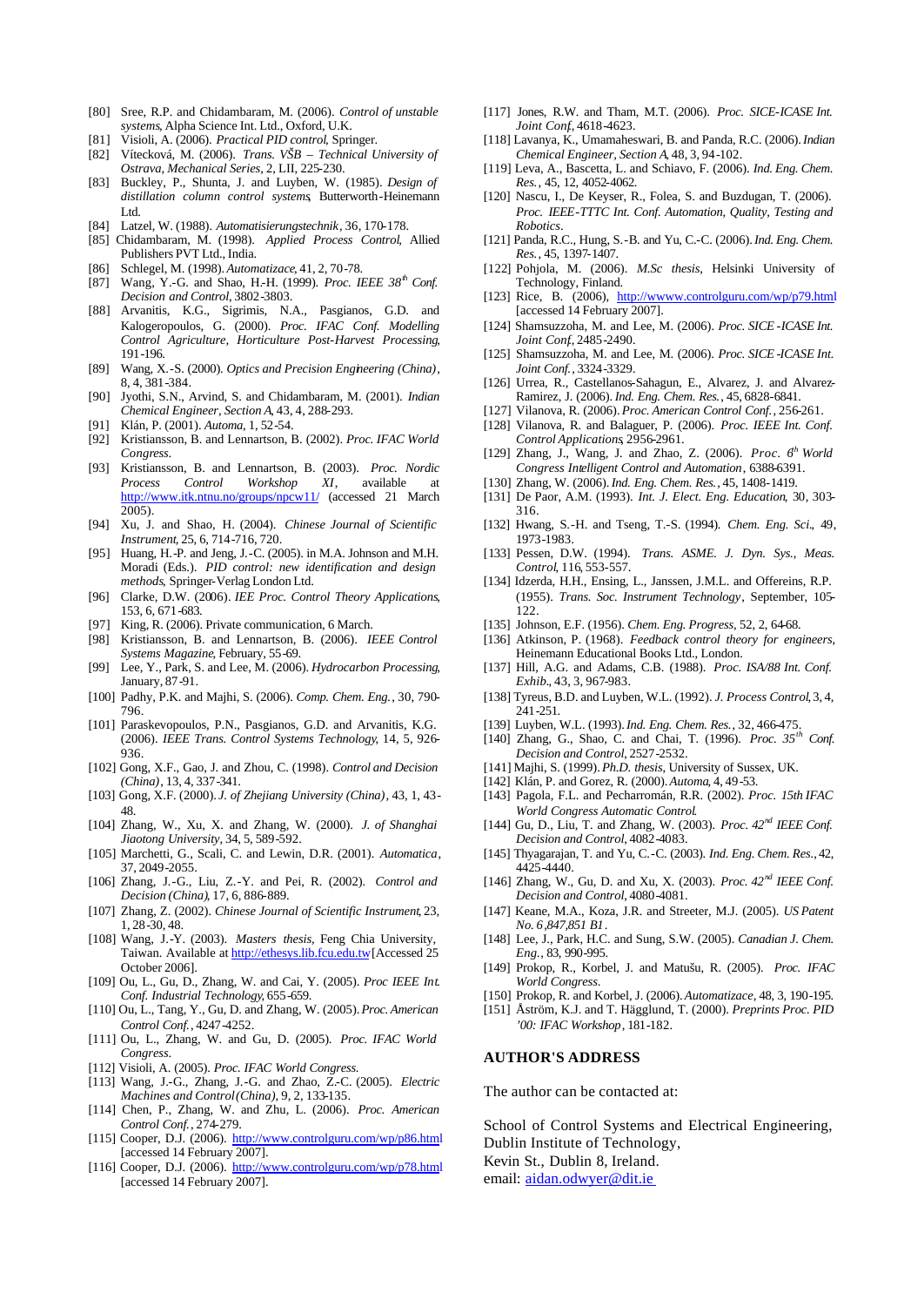[80] Sree, R.P. and Chidambaram, M. (2006). *Control of unstable systems*, Alpha Science Int. Ltd., Oxford, U.K.

[81] Visioli, A. (2006). *Practical PID control*, Springer.

[82] Vítecková, M. (2006). *Trans. VŠB – Technical University of Ostrava, Mechanical Series*, 2, LII, 225-230.

[83] Buckley, P., Shunta, J. and Luyben, W. (1985). *Design of distillation column control systems*, Butterworth-Heinemann Ltd.

[84] Latzel, W. (1988). *Automatisierungstechnik*, 36, 170-178.

[85] Chidambaram, M. (1998). *Applied Process Control*, Allied Publishers PVT Ltd., India.

[86] Schlegel, M. (1998). *Automatizace*, 41, 2, 70-78.

[87] Wang, Y.-G. and Shao, H.-H. (1999). *Proc. IEEE 38th Conf. Decision and Control*, 3802-3803.

[88] Arvanitis, K.G., Sigrimis, N.A., Pasgianos, G.D. and Kalogeropoulos, G. (2000). *Proc. IFAC Conf. Modelling Control Agriculture, Horticulture Post-Harvest Processing*, 191-196.

[89] Wang, X.-S. (2000). *Optics and Precision Engineering (China)*, 8, 4, 381-384.

[90] Jyothi, S.N., Arvind, S. and Chidambaram, M. (2001). *Indian Chemical Engineer, Section A*, 43, 4, 288-293.

[91] Klán, P. (2001). *Automa*, 1, 52-54.

[92] Kristiansson, B. and Lennartson, B. (2002). *Proc. IFAC World Congress*.

[93] Kristiansson, B. and Lennartson, B. (2003). *Proc. Nordic Process Control Workshop XI*, available at http://www.itk.ntnu.no/groups/npcw11/ (accessed 21 March 2005).

[94] Xu, J. and Shao, H. (2004). *Chinese Journal of Scientific Instrument*, 25, 6, 714-716, 720.

[95] Huang, H.-P. and Jeng, J.-C. (2005). in M.A. Johnson and M.H. Moradi (Eds.). *PID control: new identification and design methods*, Springer-Verlag London Ltd.

[96] Clarke, D.W. (2006). *IEE Proc. Control Theory Applications*, 153, 6, 671-683.

[97] King, R. (2006). Private communication, 6 March.

[98] Kristiansson, B. and Lennartson, B. (2006). *IEEE Control Systems Magazine*, February, 55-69.

[99] Lee, Y., Park, S. and Lee, M. (2006). *Hydrocarbon Processing*, January, 87-91.

[100] Padhy, P.K. and Majhi, S. (2006). *Comp. Chem. Eng.*, 30, 790-796.

[101] Paraskevopoulos, P.N., Pasgianos, G.D. and Arvanitis, K.G. (2006). *IEEE Trans. Control Systems Technology*, 14, 5, 926-936.

[102] Gong, X.F., Gao, J. and Zhou, C. (1998). *Control and Decision (China)*, 13, 4, 337-341.

[103] Gong, X.F. (2000). *J. of Zhejiang University (China)*, 43, 1, 43-48.

[104] Zhang, W., Xu, X. and Zhang, W. (2000). *J. of Shanghai Jiaotong University*, 34, 5, 589-592.

[105] Marchetti, G., Scali, C. and Lewin, D.R. (2001). *Automatica*, 37, 2049-2055.

[106] Zhang, J.-G., Liu, Z.-Y. and Pei, R. (2002). *Control and Decision (China)*, 17, 6, 886-889.

[107] Zhang, Z. (2002). *Chinese Journal of Scientific Instrument*, 23, 1, 28-30, 48.

[108] Wang, J.-Y. (2003). *Masters thesis*, Feng Chia University, Taiwan. Available at http://ethesys.lib.fcu.edu.tw [Accessed 25 October 2006].

[109] Ou, L., Gu, D., Zhang, W. and Cai, Y. (2005). *Proc IEEE Int. Conf. Industrial Technology*, 655-659.

[110] Ou, L., Tang, Y., Gu, D. and Zhang, W. (2005). *Proc. American Control Conf.*, 4247-4252.

[111] Ou, L., Zhang, W. and Gu, D. (2005). *Proc. IFAC World Congress*.

[112] Visioli, A. (2005). *Proc. IFAC World Congress*.

[113] Wang, J.-G., Zhang, J.-G. and Zhao, Z.-C. (2005). *Electric Machines and Control (China)*, 9, 2, 133-135.

[114] Chen, P., Zhang, W. and Zhu, L. (2006). *Proc. American Control Conf.*, 274-279.

[115] Cooper, D.J. (2006). http://www.controlguru.com/wp/p86.html [accessed 14 February 2007].

[116] Cooper, D.J. (2006). http://www.controlguru.com/wp/p78.html [accessed 14 February 2007].

[117] Jones, R.W. and Tham, M.T. (2006). *Proc. SICE-ICASE Int. Joint Conf.*, 4618-4623.

[118] Lavanya, K., Umamaheswari, B. and Panda, R.C. (2006). *Indian Chemical Engineer, Section A*, 48, 3, 94-102.

[119] Leva, A., Bascetta, L. and Schiavo, F. (2006). *Ind. Eng. Chem. Res.*, 45, 12, 4052-4062.

[120] Nascu, I., De Keyser, R., Folea, S. and Buzdugan, T. (2006). *Proc. IEEE-TTTC Int. Conf. Automation, Quality, Testing and Robotics*.

[121] Panda, R.C., Hung, S.-B. and Yu, C.-C. (2006). *Ind. Eng. Chem. Res.*, 45, 1397-1407.

[122] Pohjola, M. (2006). *M.Sc thesis*, Helsinki University of Technology, Finland.

[123] Rice, B. (2006), http://wwww.controlguru.com/wp/p79.html [accessed 14 February 2007].

[124] Shamsuzzoha, M. and Lee, M. (2006). *Proc. SICE-ICASE Int. Joint Conf.*, 2485-2490.

[125] Shamsuzzoha, M. and Lee, M. (2006). *Proc. SICE-ICASE Int. Joint Conf.*, 3324-3329.

[126] Urrea, R., Castellanos-Sahagun, E., Alvarez, J. and Alvarez-Ramirez, J. (2006). *Ind. Eng. Chem. Res.*, 45, 6828-6841.

[127] Vilanova, R. (2006). *Proc. American Control Conf.*, 256-261.

[128] Vilanova, R. and Balaguer, P. (2006). *Proc. IEEE Int. Conf. Control Applications*, 2956-2961.

[129] Zhang, J., Wang, J. and Zhao, Z. (2006). *Proc. 6th World Congress Intelligent Control and Automation*, 6388-6391.

[130] Zhang, W. (2006). *Ind. Eng. Chem. Res.*, 45, 1408-1419.

[131] De Paor, A.M. (1993). *Int. J. Elect. Eng. Education*, 30, 303-316.

[132] Hwang, S.-H. and Tseng, T.-S. (1994). *Chem. Eng. Sci.*, 49, 1973-1983.

[133] Pessen, D.W. (1994). *Trans. ASME. J. Dyn. Sys., Meas. Control*, 116, 553-557.

[134] Idzerda, H.H., Ensing, L., Janssen, J.M.L. and Offereins, R.P. (1955). *Trans. Soc. Instrument Technology*, September, 105-122.

[135] Johnson, E.F. (1956). *Chem. Eng. Progress*, 52, 2, 64-68.

[136] Atkinson, P. (1968). *Feedback control theory for engineers*, Heinemann Educational Books Ltd., London.

[137] Hill, A.G. and Adams, C.B. (1988). *Proc. ISA/88 Int. Conf. Exhib.*, 43, 3, 967-983.

[138] Tyreus, B.D. and Luyben, W.L. (1992). *J. Process Control*, 3, 4, 241-251.

[139] Luyben, W.L. (1993). *Ind. Eng. Chem. Res.*, 32, 466-475.

[140] Zhang, G., Shao, C. and Chai, T. (1996). *Proc. 35th Conf. Decision and Control*, 2527-2532.

[141] Majhi, S. (1999). *Ph.D. thesis*, University of Sussex, UK.

[142] Klán, P. and Gorez, R. (2000). *Automa*, 4, 49-53.

[143] Pagola, F.L. and Pecharromán, R.R. (2002). *Proc. 15th IFAC World Congress Automatic Control*.

[144] Gu, D., Liu, T. and Zhang, W. (2003). *Proc. 42nd IEEE Conf. Decision and Control*, 4082-4083.

[145] Thyagarajan, T. and Yu, C.-C. (2003). *Ind. Eng. Chem. Res.*, 42, 4425-4440.

[146] Zhang, W., Gu, D. and Xu, X. (2003). *Proc. 42nd IEEE Conf. Decision and Control*, 4080-4081.

[147] Keane, M.A., Koza, J.R. and Streeter, M.J. (2005). *US Patent No. 6,847,851 B1*.

[148] Lee, J., Park, H.C. and Sung, S.W. (2005). *Canadian J. Chem. Eng.*, 83, 990-995.

[149] Prokop, R., Korbel, J. and Matušu, R. (2005). *Proc. IFAC World Congress*.

[150] Prokop, R. and Korbel, J. (2006). *Automatizace*, 48, 3, 190-195.

[151] Åström, K.J. and T. Hägglund, T. (2000). *Preprints Proc. PID '00: IFAC Workshop*, 181-182.

## AUTHOR'S ADDRESS

The author can be contacted at:

School of Control Systems and Electrical Engineering,
Dublin Institute of Technology,
Kevin St., Dublin 8, Ireland.
email: aidan.odwyer@dit.ie